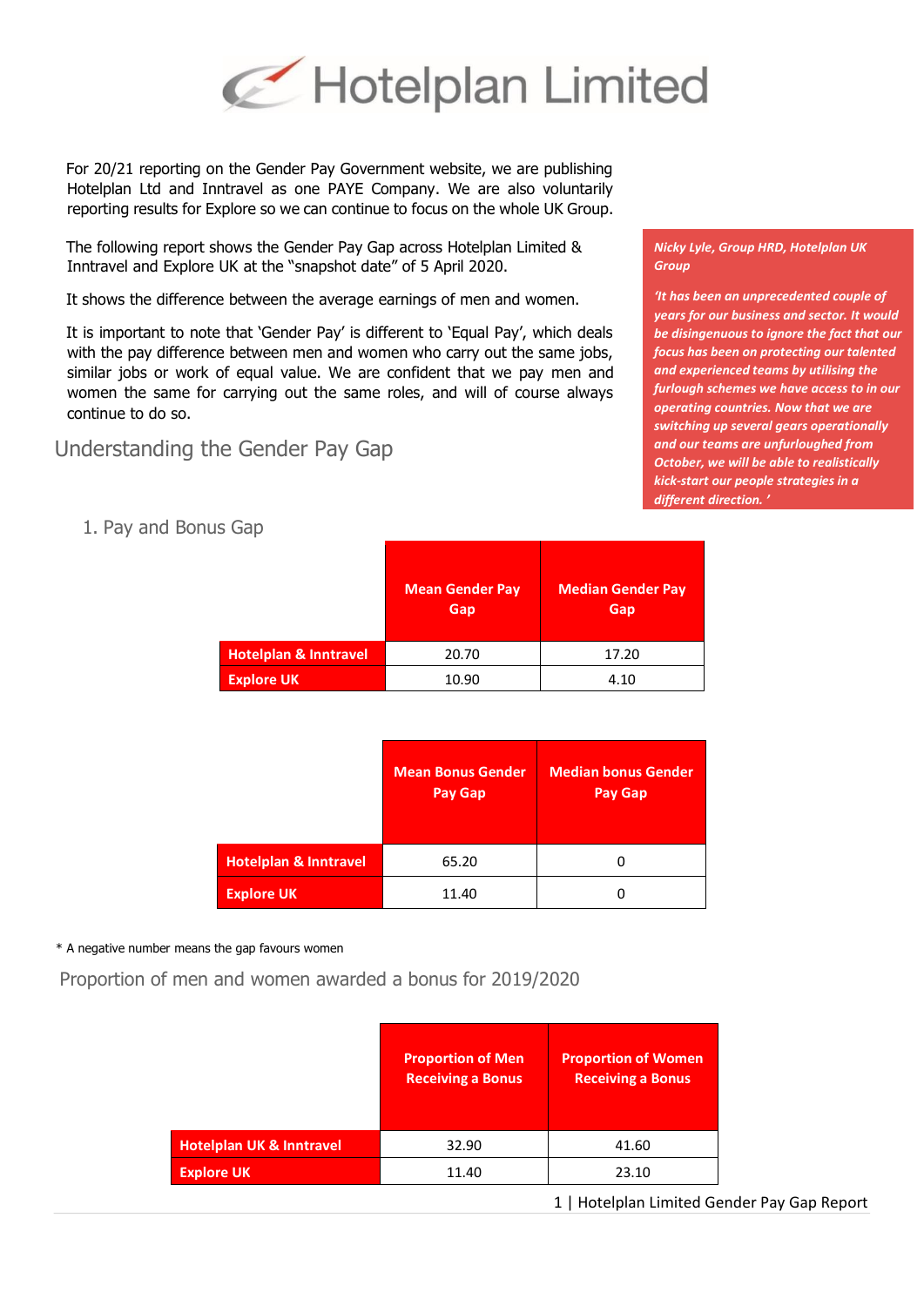# Hotelplan Limited

For 20/21 reporting on the Gender Pay Government website, we are publishing Hotelplan Ltd and Inntravel as one PAYE Company. We are also voluntarily reporting results for Explore so we can continue to focus on the whole UK Group.

The following report shows the Gender Pay Gap across Hotelplan Limited & Inntravel and Explore UK at the "snapshot date" of 5 April 2020.

It shows the difference between the average earnings of men and women.

It is important to note that 'Gender Pay' is different to 'Equal Pay', which deals with the pay difference between men and women who carry out the same jobs, similar jobs or work of equal value. We are confident that we pay men and women the same for carrying out the same roles, and will of course always continue to do so.

> ***Nicky Lyle, Group HRD, Hotelplan UK Group***
>
> ***'It has been an unprecedented couple of years for our business and sector. It would be disingenuous to ignore the fact that our focus has been on protecting our talented and experienced teams by utilising the furlough schemes we have access to in our operating countries. Now that we are switching up several gears operationally and our teams are unfurloughed from October, we will be able to realistically kick-start our people strategies in a different direction. '***

## Understanding the Gender Pay Gap

### 1. Pay and Bonus Gap

| | Mean Gender Pay Gap | Median Gender Pay Gap |
|---|---|---|
| **Hotelplan & Inntravel** | 20.70 | 17.20 |
| **Explore UK** | 10.90 | 4.10 |

| | Mean Bonus Gender Pay Gap | Median bonus Gender Pay Gap |
|---|---|---|
| **Hotelplan & Inntravel** | 65.20 | 0 |
| **Explore UK** | 11.40 | 0 |

\* A negative number means the gap favours women

### Proportion of men and women awarded a bonus for 2019/2020

| | Proportion of Men Receiving a Bonus | Proportion of Women Receiving a Bonus |
|---|---|---|
| **Hotelplan UK & Inntravel** | 32.90 | 41.60 |
| **Explore UK** | 11.40 | 23.10 |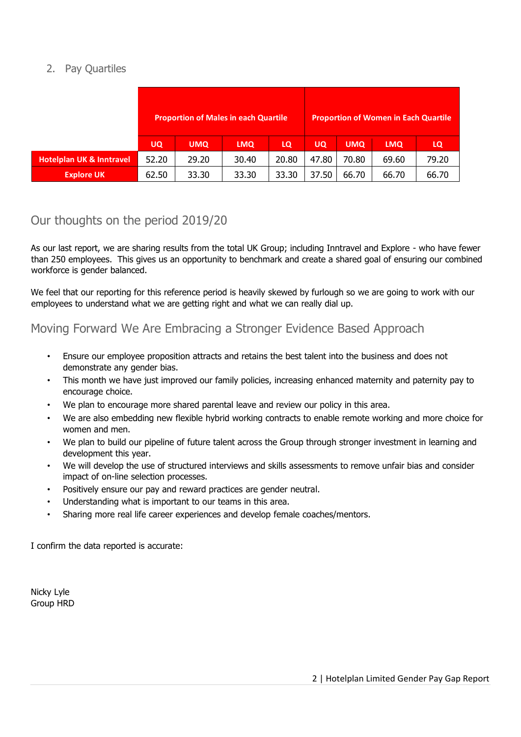## 2. Pay Quartiles

| | Proportion of Males in each Quartile | | | | Proportion of Women in Each Quartile | | | |
|---|---|---|---|---|---|---|---|---|
| | UQ | UMQ | LMQ | LQ | UQ | UMQ | LMQ | LQ |
| **Hotelplan UK & Inntravel** | 52.20 | 29.20 | 30.40 | 20.80 | 47.80 | 70.80 | 69.60 | 79.20 |
| **Explore UK** | 62.50 | 33.30 | 33.30 | 33.30 | 37.50 | 66.70 | 66.70 | 66.70 |

## Our thoughts on the period 2019/20

As our last report, we are sharing results from the total UK Group; including Inntravel and Explore - who have fewer than 250 employees. This gives us an opportunity to benchmark and create a shared goal of ensuring our combined workforce is gender balanced.

We feel that our reporting for this reference period is heavily skewed by furlough so we are going to work with our employees to understand what we are getting right and what we can really dial up.

## Moving Forward We Are Embracing a Stronger Evidence Based Approach

- Ensure our employee proposition attracts and retains the best talent into the business and does not demonstrate any gender bias.
- This month we have just improved our family policies, increasing enhanced maternity and paternity pay to encourage choice.
- We plan to encourage more shared parental leave and review our policy in this area.
- We are also embedding new flexible hybrid working contracts to enable remote working and more choice for women and men.
- We plan to build our pipeline of future talent across the Group through stronger investment in learning and development this year.
- We will develop the use of structured interviews and skills assessments to remove unfair bias and consider impact of on-line selection processes.
- Positively ensure our pay and reward practices are gender neutral.
- Understanding what is important to our teams in this area.
- Sharing more real life career experiences and develop female coaches/mentors.

I confirm the data reported is accurate:

Nicky Lyle
Group HRD